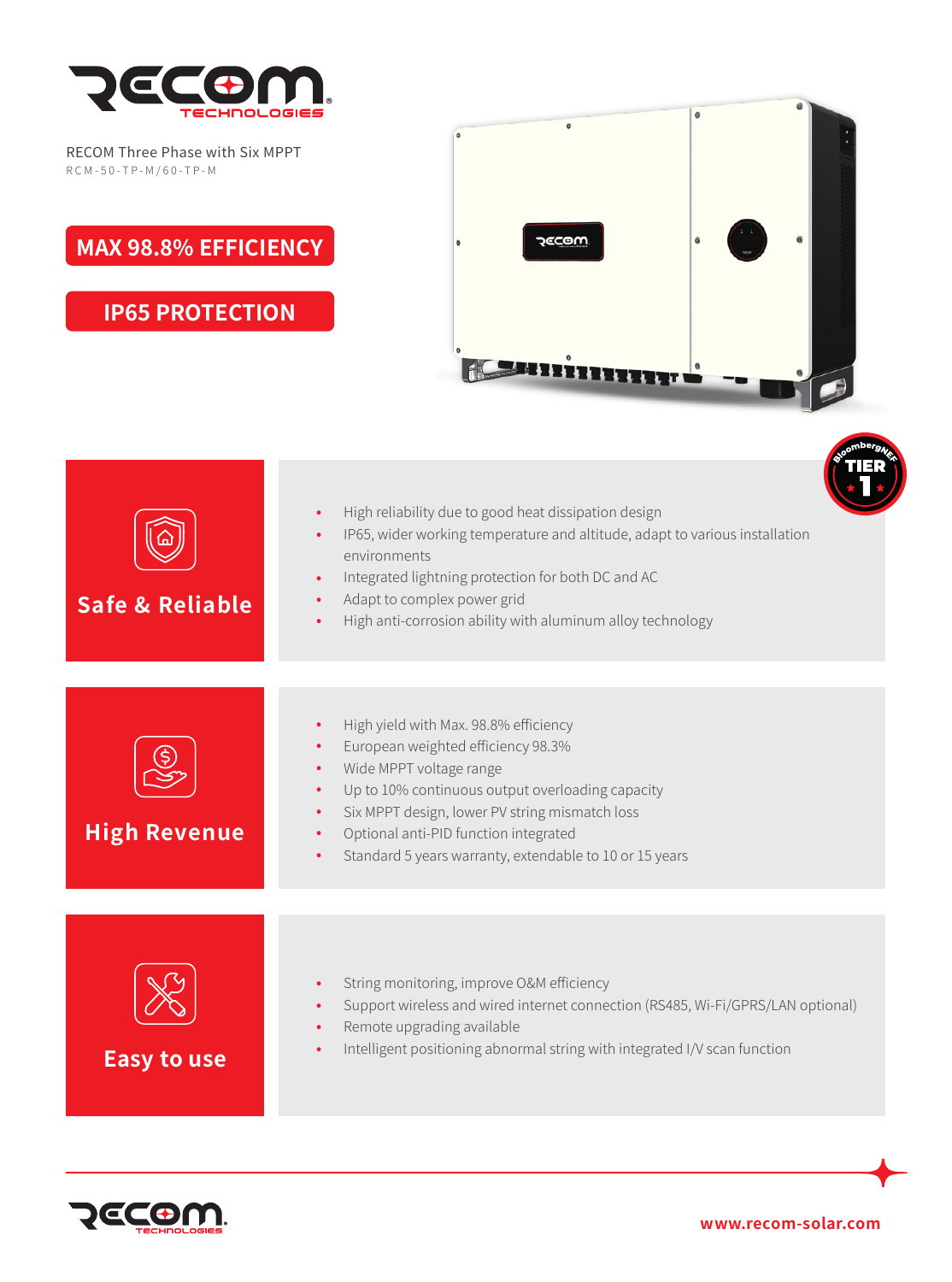RECOM Three Phase with Six MPPT

RCM-50-TP-M/60-TP-M

**MAX 98.8% EFFICIENCY**

**IP65 PROTECTION**

## Safe & Reliable

- High reliability due to good heat dissipation design
- IP65, wider working temperature and altitude, adapt to various installation environments
- Integrated lightning protection for both DC and AC
- Adapt to complex power grid
- High anti-corrosion ability with aluminum alloy technology

## High Revenue

- High yield with Max. 98.8% efficiency
- European weighted efficiency 98.3%
- Wide MPPT voltage range
- Up to 10% continuous output overloading capacity
- Six MPPT design, lower PV string mismatch loss
- Optional anti-PID function integrated
- Standard 5 years warranty, extendable to 10 or 15 years

## Easy to use

- String monitoring, improve O&M efficiency
- Support wireless and wired internet connection (RS485, Wi-Fi/GPRS/LAN optional)
- Remote upgrading available
- Intelligent positioning abnormal string with integrated I/V scan function

www.recom-solar.com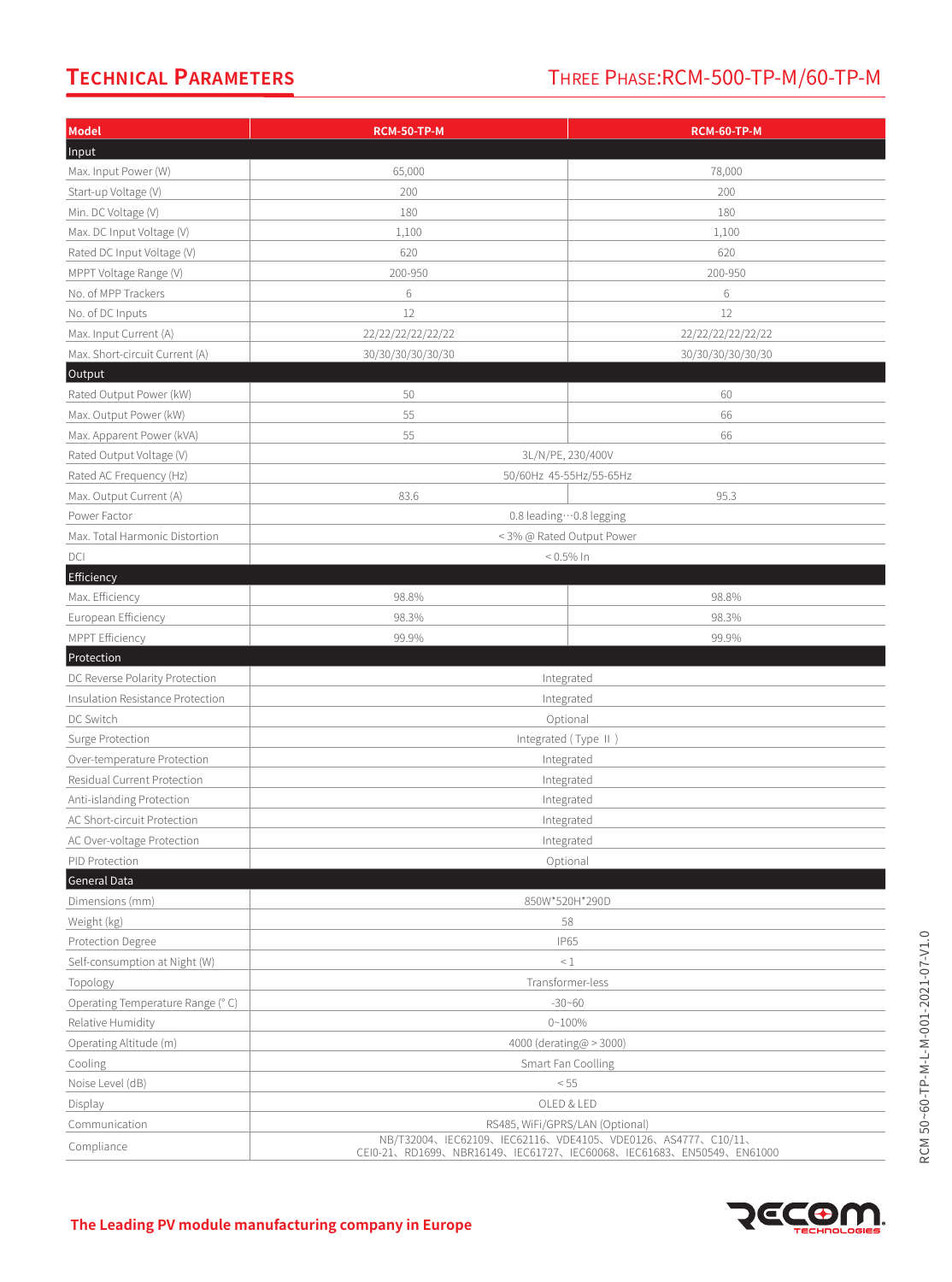# Technical Parameters

## Three Phase:RCM-500-TP-M/60-TP-M

| Model | RCM-50-TP-M | RCM-60-TP-M |
|---|---|---|
| **Input** | | |
| Max. Input Power (W) | 65,000 | 78,000 |
| Start-up Voltage (V) | 200 | 200 |
| Min. DC Voltage (V) | 180 | 180 |
| Max. DC Input Voltage (V) | 1,100 | 1,100 |
| Rated DC Input Voltage (V) | 620 | 620 |
| MPPT Voltage Range (V) | 200-950 | 200-950 |
| No. of MPP Trackers | 6 | 6 |
| No. of DC Inputs | 12 | 12 |
| Max. Input Current (A) | 22/22/22/22/22/22 | 22/22/22/22/22/22 |
| Max. Short-circuit Current (A) | 30/30/30/30/30/30 | 30/30/30/30/30/30 |
| **Output** | | |
| Rated Output Power (kW) | 50 | 60 |
| Max. Output Power (kW) | 55 | 66 |
| Max. Apparent Power (kVA) | 55 | 66 |
| Rated Output Voltage (V) | 3L/N/PE, 230/400V | |
| Rated AC Frequency (Hz) | 50/60Hz 45-55Hz/55-65Hz | |
| Max. Output Current (A) | 83.6 | 95.3 |
| Power Factor | 0.8 leading···0.8 legging | |
| Max. Total Harmonic Distortion | <3% @ Rated Output Power | |
| DCI | <0.5% In | |
| **Efficiency** | | |
| Max. Efficiency | 98.8% | 98.8% |
| European Efficiency | 98.3% | 98.3% |
| MPPT Efficiency | 99.9% | 99.9% |
| **Protection** | | |
| DC Reverse Polarity Protection | Integrated | |
| Insulation Resistance Protection | Integrated | |
| DC Switch | Optional | |
| Surge Protection | Integrated ( Type Ⅱ ) | |
| Over-temperature Protection | Integrated | |
| Residual Current Protection | Integrated | |
| Anti-islanding Protection | Integrated | |
| AC Short-circuit Protection | Integrated | |
| AC Over-voltage Protection | Integrated | |
| PID Protection | Optional | |
| **General Data** | | |
| Dimensions (mm) | 850W*520H*290D | |
| Weight (kg) | 58 | |
| Protection Degree | IP65 | |
| Self-consumption at Night (W) | <1 | |
| Topology | Transformer-less | |
| Operating Temperature Range (° C) | -30~60 | |
| Relative Humidity | 0~100% | |
| Operating Altitude (m) | 4000 (derating@>3000) | |
| Cooling | Smart Fan Coolling | |
| Noise Level (dB) | <55 | |
| Display | OLED & LED | |
| Communication | RS485, WiFi/GPRS/LAN (Optional) | |
| Compliance | NB/T32004、IEC62109、IEC62116、VDE4105、VDE0126、AS4777、C10/11、CEI0-21、RD1699、NBR16149、IEC61727、IEC60068、IEC61683、EN50549、EN61000 | |

RCM 50~60-TP-M-L-M-001-2021-07-V1.0

**The Leading PV module manufacturing company in Europe**

RECOM TECHNOLOGIES